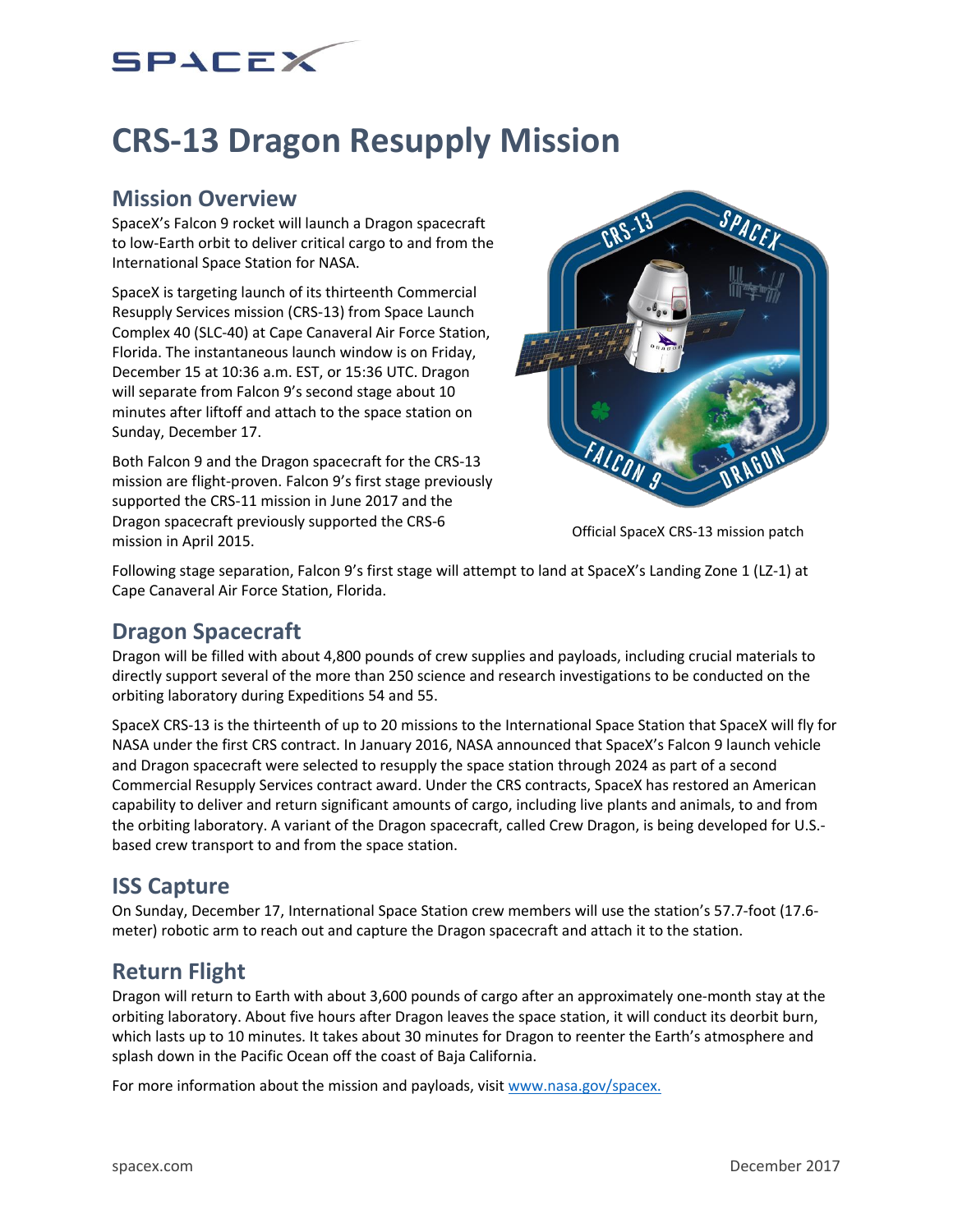# CRS-13 Dragon Resupply Mission

## Mission Overview

SpaceX's Falcon 9 rocket will launch a Dragon spacecraft to low-Earth orbit to deliver critical cargo to and from the International Space Station for NASA.

SpaceX is targeting launch of its thirteenth Commercial Resupply Services mission (CRS-13) from Space Launch Complex 40 (SLC-40) at Cape Canaveral Air Force Station, Florida. The instantaneous launch window is on Friday, December 15 at 10:36 a.m. EST, or 15:36 UTC. Dragon will separate from Falcon 9's second stage about 10 minutes after liftoff and attach to the space station on Sunday, December 17.

Both Falcon 9 and the Dragon spacecraft for the CRS-13 mission are flight-proven. Falcon 9's first stage previously supported the CRS-11 mission in June 2017 and the Dragon spacecraft previously supported the CRS-6 mission in April 2015.

Official SpaceX CRS-13 mission patch

Following stage separation, Falcon 9's first stage will attempt to land at SpaceX's Landing Zone 1 (LZ-1) at Cape Canaveral Air Force Station, Florida.

## Dragon Spacecraft

Dragon will be filled with about 4,800 pounds of crew supplies and payloads, including crucial materials to directly support several of the more than 250 science and research investigations to be conducted on the orbiting laboratory during Expeditions 54 and 55.

SpaceX CRS-13 is the thirteenth of up to 20 missions to the International Space Station that SpaceX will fly for NASA under the first CRS contract. In January 2016, NASA announced that SpaceX's Falcon 9 launch vehicle and Dragon spacecraft were selected to resupply the space station through 2024 as part of a second Commercial Resupply Services contract award. Under the CRS contracts, SpaceX has restored an American capability to deliver and return significant amounts of cargo, including live plants and animals, to and from the orbiting laboratory. A variant of the Dragon spacecraft, called Crew Dragon, is being developed for U.S.-based crew transport to and from the space station.

## ISS Capture

On Sunday, December 17, International Space Station crew members will use the station's 57.7-foot (17.6-meter) robotic arm to reach out and capture the Dragon spacecraft and attach it to the station.

## Return Flight

Dragon will return to Earth with about 3,600 pounds of cargo after an approximately one-month stay at the orbiting laboratory. About five hours after Dragon leaves the space station, it will conduct its deorbit burn, which lasts up to 10 minutes. It takes about 30 minutes for Dragon to reenter the Earth's atmosphere and splash down in the Pacific Ocean off the coast of Baja California.

For more information about the mission and payloads, visit [www.nasa.gov/spacex.](www.nasa.gov/spacex)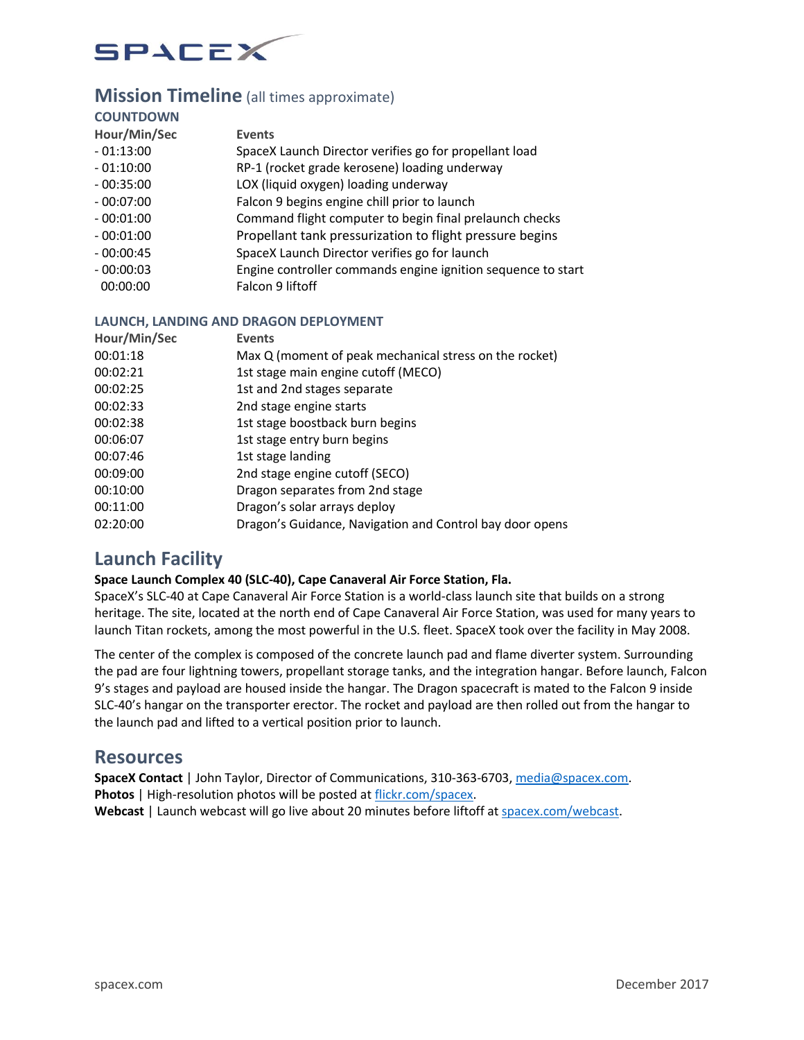# Mission Timeline (all times approximate)

### COUNTDOWN

| Hour/Min/Sec | Events |
|---|---|
| - 01:13:00 | SpaceX Launch Director verifies go for propellant load |
| - 01:10:00 | RP-1 (rocket grade kerosene) loading underway |
| - 00:35:00 | LOX (liquid oxygen) loading underway |
| - 00:07:00 | Falcon 9 begins engine chill prior to launch |
| - 00:01:00 | Command flight computer to begin final prelaunch checks |
| - 00:01:00 | Propellant tank pressurization to flight pressure begins |
| - 00:00:45 | SpaceX Launch Director verifies go for launch |
| - 00:00:03 | Engine controller commands engine ignition sequence to start |
| 00:00:00 | Falcon 9 liftoff |

### LAUNCH, LANDING AND DRAGON DEPLOYMENT

| Hour/Min/Sec | Events |
|---|---|
| 00:01:18 | Max Q (moment of peak mechanical stress on the rocket) |
| 00:02:21 | 1st stage main engine cutoff (MECO) |
| 00:02:25 | 1st and 2nd stages separate |
| 00:02:33 | 2nd stage engine starts |
| 00:02:38 | 1st stage boostback burn begins |
| 00:06:07 | 1st stage entry burn begins |
| 00:07:46 | 1st stage landing |
| 00:09:00 | 2nd stage engine cutoff (SECO) |
| 00:10:00 | Dragon separates from 2nd stage |
| 00:11:00 | Dragon's solar arrays deploy |
| 02:20:00 | Dragon's Guidance, Navigation and Control bay door opens |

# Launch Facility

**Space Launch Complex 40 (SLC-40), Cape Canaveral Air Force Station, Fla.**

SpaceX's SLC-40 at Cape Canaveral Air Force Station is a world-class launch site that builds on a strong heritage. The site, located at the north end of Cape Canaveral Air Force Station, was used for many years to launch Titan rockets, among the most powerful in the U.S. fleet. SpaceX took over the facility in May 2008.

The center of the complex is composed of the concrete launch pad and flame diverter system. Surrounding the pad are four lightning towers, propellant storage tanks, and the integration hangar. Before launch, Falcon 9's stages and payload are housed inside the hangar. The Dragon spacecraft is mated to the Falcon 9 inside SLC-40's hangar on the transporter erector. The rocket and payload are then rolled out from the hangar to the launch pad and lifted to a vertical position prior to launch.

# Resources

**SpaceX Contact** | John Taylor, Director of Communications, 310-363-6703, media@spacex.com.
**Photos** | High-resolution photos will be posted at flickr.com/spacex.
**Webcast** | Launch webcast will go live about 20 minutes before liftoff at spacex.com/webcast.